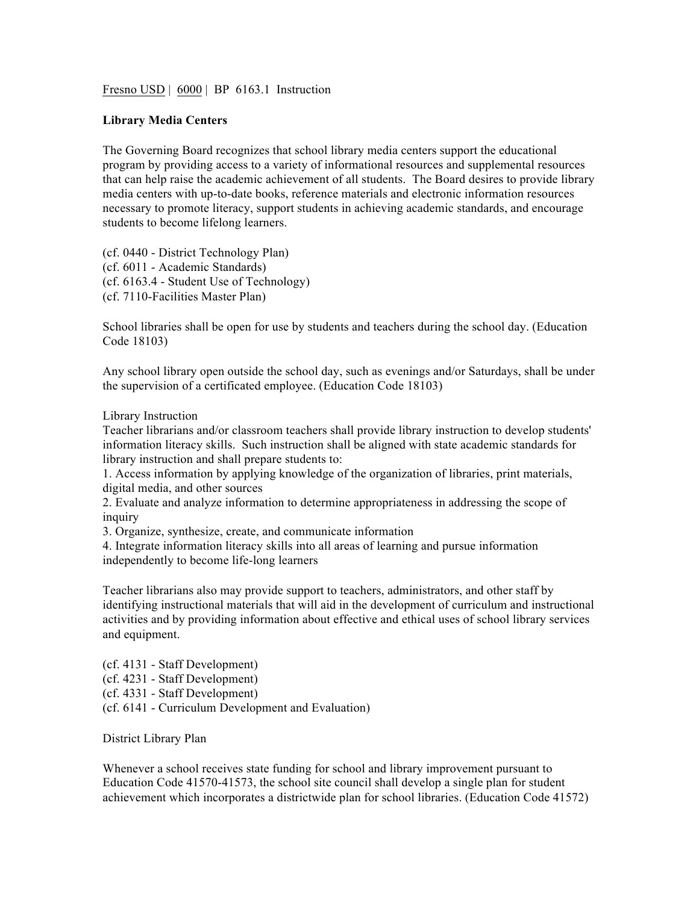Fresno USD | 6000 | BP 6163.1 Instruction

**Library Media Centers**

The Governing Board recognizes that school library media centers support the educational program by providing access to a variety of informational resources and supplemental resources that can help raise the academic achievement of all students. The Board desires to provide library media centers with up-to-date books, reference materials and electronic information resources necessary to promote literacy, support students in achieving academic standards, and encourage students to become lifelong learners.

(cf. 0440 - District Technology Plan)
(cf. 6011 - Academic Standards)
(cf. 6163.4 - Student Use of Technology)
(cf. 7110-Facilities Master Plan)

School libraries shall be open for use by students and teachers during the school day. (Education Code 18103)

Any school library open outside the school day, such as evenings and/or Saturdays, shall be under the supervision of a certificated employee. (Education Code 18103)

Library Instruction
Teacher librarians and/or classroom teachers shall provide library instruction to develop students' information literacy skills. Such instruction shall be aligned with state academic standards for library instruction and shall prepare students to:
1. Access information by applying knowledge of the organization of libraries, print materials, digital media, and other sources
2. Evaluate and analyze information to determine appropriateness in addressing the scope of inquiry
3. Organize, synthesize, create, and communicate information
4. Integrate information literacy skills into all areas of learning and pursue information independently to become life-long learners

Teacher librarians also may provide support to teachers, administrators, and other staff by identifying instructional materials that will aid in the development of curriculum and instructional activities and by providing information about effective and ethical uses of school library services and equipment.

(cf. 4131 - Staff Development)
(cf. 4231 - Staff Development)
(cf. 4331 - Staff Development)
(cf. 6141 - Curriculum Development and Evaluation)

District Library Plan

Whenever a school receives state funding for school and library improvement pursuant to Education Code 41570-41573, the school site council shall develop a single plan for student achievement which incorporates a districtwide plan for school libraries. (Education Code 41572)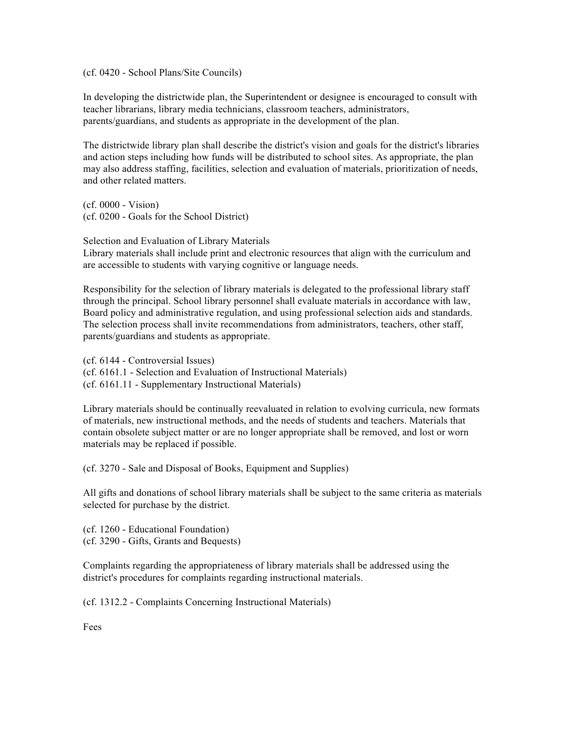(cf. 0420 - School Plans/Site Councils)

In developing the districtwide plan, the Superintendent or designee is encouraged to consult with teacher librarians, library media technicians, classroom teachers, administrators, parents/guardians, and students as appropriate in the development of the plan.

The districtwide library plan shall describe the district's vision and goals for the district's libraries and action steps including how funds will be distributed to school sites. As appropriate, the plan may also address staffing, facilities, selection and evaluation of materials, prioritization of needs, and other related matters.

(cf. 0000 - Vision)
(cf. 0200 - Goals for the School District)

## Selection and Evaluation of Library Materials

Library materials shall include print and electronic resources that align with the curriculum and are accessible to students with varying cognitive or language needs.

Responsibility for the selection of library materials is delegated to the professional library staff through the principal. School library personnel shall evaluate materials in accordance with law, Board policy and administrative regulation, and using professional selection aids and standards. The selection process shall invite recommendations from administrators, teachers, other staff, parents/guardians and students as appropriate.

(cf. 6144 - Controversial Issues)
(cf. 6161.1 - Selection and Evaluation of Instructional Materials)
(cf. 6161.11 - Supplementary Instructional Materials)

Library materials should be continually reevaluated in relation to evolving curricula, new formats of materials, new instructional methods, and the needs of students and teachers. Materials that contain obsolete subject matter or are no longer appropriate shall be removed, and lost or worn materials may be replaced if possible.

(cf. 3270 - Sale and Disposal of Books, Equipment and Supplies)

All gifts and donations of school library materials shall be subject to the same criteria as materials selected for purchase by the district.

(cf. 1260 - Educational Foundation)
(cf. 3290 - Gifts, Grants and Bequests)

Complaints regarding the appropriateness of library materials shall be addressed using the district's procedures for complaints regarding instructional materials.

(cf. 1312.2 - Complaints Concerning Instructional Materials)

## Fees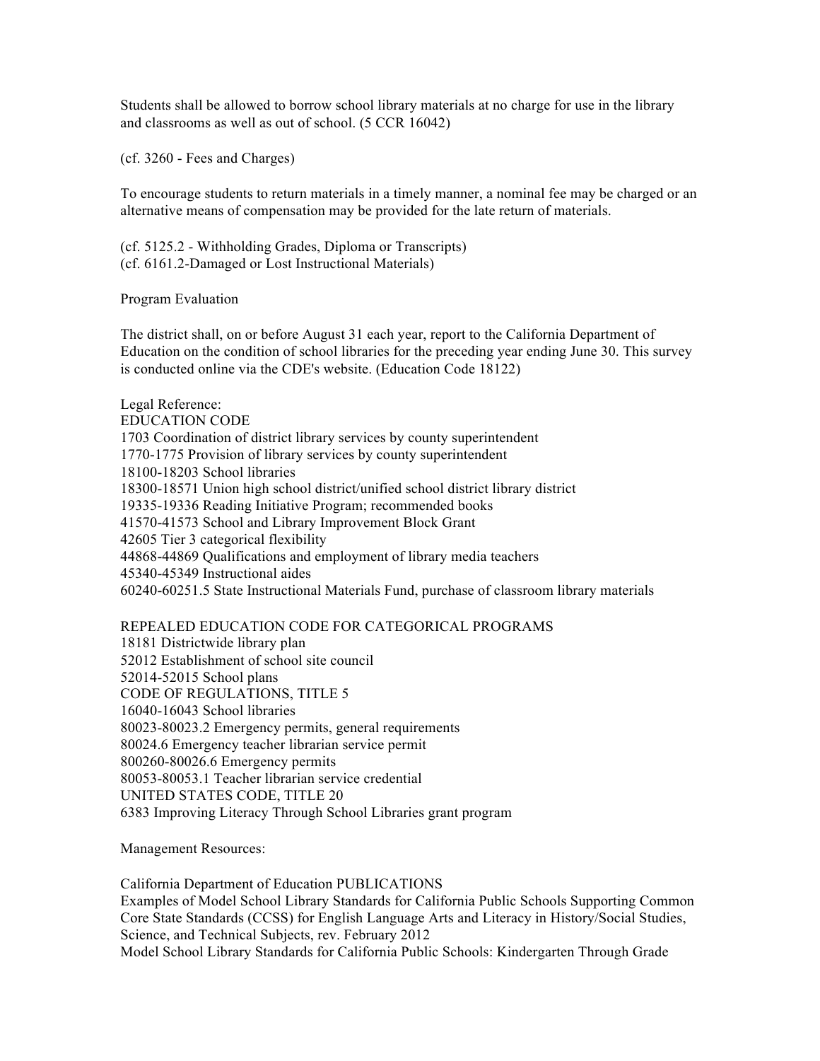Students shall be allowed to borrow school library materials at no charge for use in the library and classrooms as well as out of school. (5 CCR 16042)

(cf. 3260 - Fees and Charges)

To encourage students to return materials in a timely manner, a nominal fee may be charged or an alternative means of compensation may be provided for the late return of materials.

(cf. 5125.2 - Withholding Grades, Diploma or Transcripts)
(cf. 6161.2-Damaged or Lost Instructional Materials)

Program Evaluation

The district shall, on or before August 31 each year, report to the California Department of Education on the condition of school libraries for the preceding year ending June 30. This survey is conducted online via the CDE's website. (Education Code 18122)

Legal Reference:
EDUCATION CODE
1703 Coordination of district library services by county superintendent
1770-1775 Provision of library services by county superintendent
18100-18203 School libraries
18300-18571 Union high school district/unified school district library district
19335-19336 Reading Initiative Program; recommended books
41570-41573 School and Library Improvement Block Grant
42605 Tier 3 categorical flexibility
44868-44869 Qualifications and employment of library media teachers
45340-45349 Instructional aides
60240-60251.5 State Instructional Materials Fund, purchase of classroom library materials

REPEALED EDUCATION CODE FOR CATEGORICAL PROGRAMS
18181 Districtwide library plan
52012 Establishment of school site council
52014-52015 School plans
CODE OF REGULATIONS, TITLE 5
16040-16043 School libraries
80023-80023.2 Emergency permits, general requirements
80024.6 Emergency teacher librarian service permit
800260-80026.6 Emergency permits
80053-80053.1 Teacher librarian service credential
UNITED STATES CODE, TITLE 20
6383 Improving Literacy Through School Libraries grant program

Management Resources:

California Department of Education PUBLICATIONS
Examples of Model School Library Standards for California Public Schools Supporting Common Core State Standards (CCSS) for English Language Arts and Literacy in History/Social Studies, Science, and Technical Subjects, rev. February 2012
Model School Library Standards for California Public Schools: Kindergarten Through Grade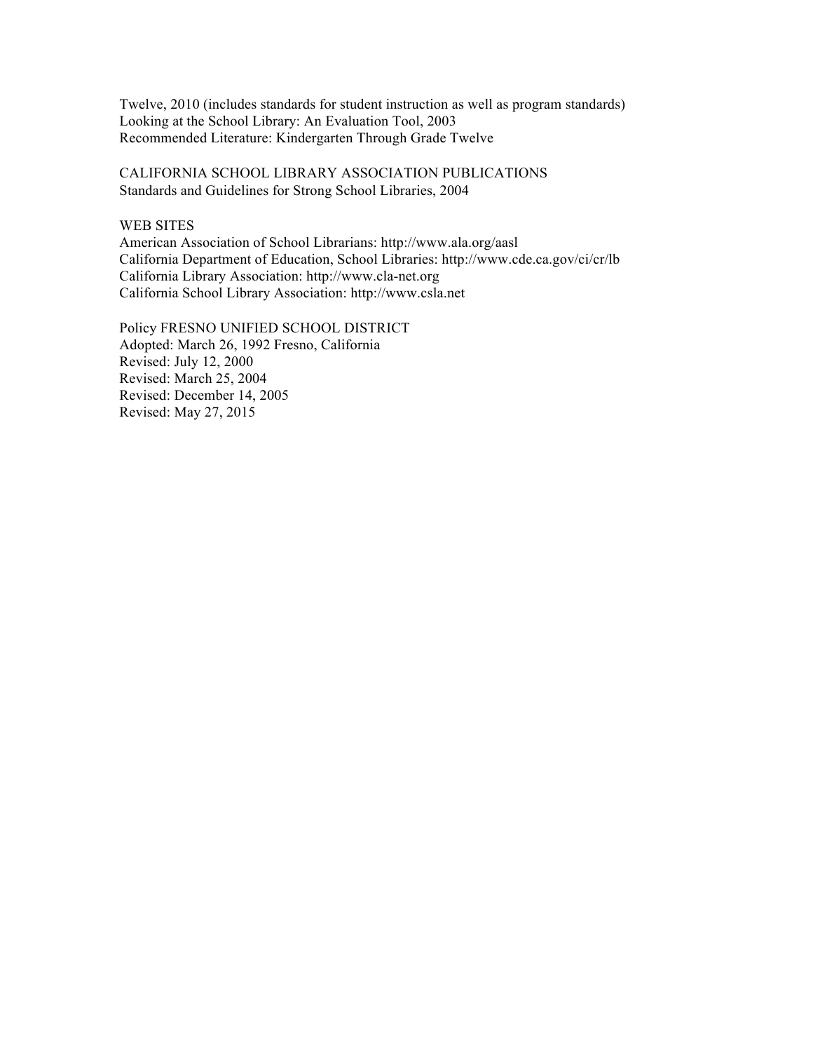Twelve, 2010 (includes standards for student instruction as well as program standards)
Looking at the School Library: An Evaluation Tool, 2003
Recommended Literature: Kindergarten Through Grade Twelve

CALIFORNIA SCHOOL LIBRARY ASSOCIATION PUBLICATIONS
Standards and Guidelines for Strong School Libraries, 2004

WEB SITES
American Association of School Librarians: http://www.ala.org/aasl
California Department of Education, School Libraries: http://www.cde.ca.gov/ci/cr/lb
California Library Association: http://www.cla-net.org
California School Library Association: http://www.csla.net

Policy FRESNO UNIFIED SCHOOL DISTRICT
Adopted: March 26, 1992 Fresno, California
Revised: July 12, 2000
Revised: March 25, 2004
Revised: December 14, 2005
Revised: May 27, 2015